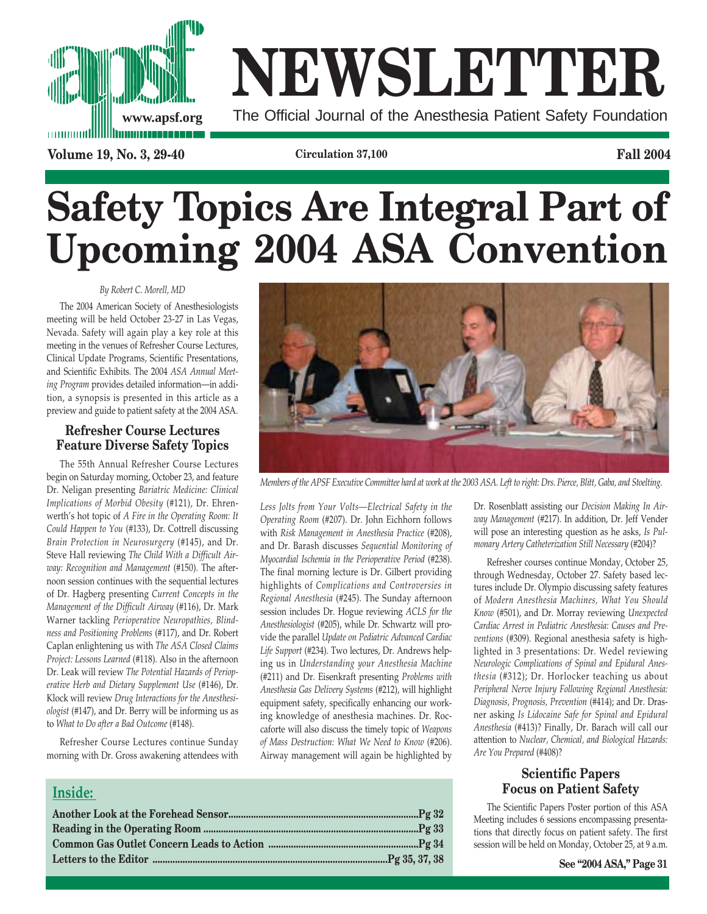# NEWSLETTER

The Official Journal of the Anesthesia Patient Safety Foundation

www.apsf.org

**Volume 19, No. 3, 29-40** **Circulation 37,100** **Fall 2004**

# Safety Topics Are Integral Part of Upcoming 2004 ASA Convention

*By Robert C. Morell, MD*

The 2004 American Society of Anesthesiologists meeting will be held October 23-27 in Las Vegas, Nevada. Safety will again play a key role at this meeting in the venues of Refresher Course Lectures, Clinical Update Programs, Scientific Presentations, and Scientific Exhibits. The 2004 *ASA Annual Meeting Program* provides detailed information—in addition, a synopsis is presented in this article as a preview and guide to patient safety at the 2004 ASA.

## Refresher Course Lectures Feature Diverse Safety Topics

The 55th Annual Refresher Course Lectures begin on Saturday morning, October 23, and feature Dr. Neligan presenting *Bariatric Medicine: Clinical Implications of Morbid Obesity* (#121), Dr. Ehrenwerth's hot topic of *A Fire in the Operating Room: It Could Happen to You* (#133), Dr. Cottrell discussing *Brain Protection in Neurosurgery* (#145), and Dr. Steve Hall reviewing *The Child With a Difficult Airway: Recognition and Management* (#150). The afternoon session continues with the sequential lectures of Dr. Hagberg presenting *Current Concepts in the Management of the Difficult Airway* (#116), Dr. Mark Warner tackling *Perioperative Neuropathies, Blindness and Positioning Problems* (#117), and Dr. Robert Caplan enlightening us with *The ASA Closed Claims Project: Lessons Learned* (#118). Also in the afternoon Dr. Leak will review *The Potential Hazards of Perioperative Herb and Dietary Supplement Use* (#146), Dr. Klock will review *Drug Interactions for the Anesthesiologist* (#147), and Dr. Berry will be informing us as to *What to Do after a Bad Outcome* (#148).

Refresher Course Lectures continue Sunday morning with Dr. Gross awakening attendees with *Less Jolts from Your Volts—Electrical Safety in the Operating Room* (#207). Dr. John Eichhorn follows with *Risk Management in Anesthesia Practice* (#208), and Dr. Barash discusses *Sequential Monitoring of Myocardial Ischemia in the Perioperative Period* (#238). The final morning lecture is Dr. Gilbert providing highlights of *Complications and Controversies in Regional Anesthesia* (#245). The Sunday afternoon session includes Dr. Hogue reviewing *ACLS for the Anesthesiologist* (#205), while Dr. Schwartz will provide the parallel *Update on Pediatric Advanced Cardiac Life Support* (#234). Two lectures, Dr. Andrews helping us in *Understanding your Anesthesia Machine* (#211) and Dr. Eisenkraft presenting *Problems with Anesthesia Gas Delivery Systems* (#212), will highlight equipment safety, specifically enhancing our working knowledge of anesthesia machines. Dr. Roccaforte will also discuss the timely topic of *Weapons of Mass Destruction: What We Need to Know* (#206). Airway management will again be highlighted by Dr. Rosenblatt assisting our *Decision Making In Airway Management* (#217). In addition, Dr. Jeff Vender will pose an interesting question as he asks, *Is Pulmonary Artery Catheterization Still Necessary* (#204)?

Refresher courses continue Monday, October 25, through Wednesday, October 27. Safety based lectures include Dr. Olympio discussing safety features of *Modern Anesthesia Machines, What You Should Know* (#501), and Dr. Morray reviewing *Unexpected Cardiac Arrest in Pediatric Anesthesia: Causes and Preventions* (#309). Regional anesthesia safety is highlighted in 3 presentations: Dr. Wedel reviewing *Neurologic Complications of Spinal and Epidural Anesthesia* (#312); Dr. Horlocker teaching us about *Peripheral Nerve Injury Following Regional Anesthesia: Diagnosis, Prognosis, Prevention* (#414); and Dr. Drasner asking *Is Lidocaine Safe for Spinal and Epidural Anesthesia* (#413)? Finally, Dr. Barach will call our attention to *Nuclear, Chemical, and Biological Hazards: Are You Prepared* (#408)?

*Members of the APSF Executive Committee hard at work at the 2003 ASA. Left to right: Drs. Pierce, Blitt, Gaba, and Stoelting.*

## Scientific Papers Focus on Patient Safety

The Scientific Papers Poster portion of this ASA Meeting includes 6 sessions encompassing presentations that directly focus on patient safety. The first session will be held on Monday, October 25, at 9 a.m.

**See "2004 ASA," Page 31**

## Inside:

**Another Look at the Forehead Sensor....Pg 32**
**Reading in the Operating Room....Pg 33**
**Common Gas Outlet Concern Leads to Action....Pg 34**
**Letters to the Editor....Pg 35, 37, 38**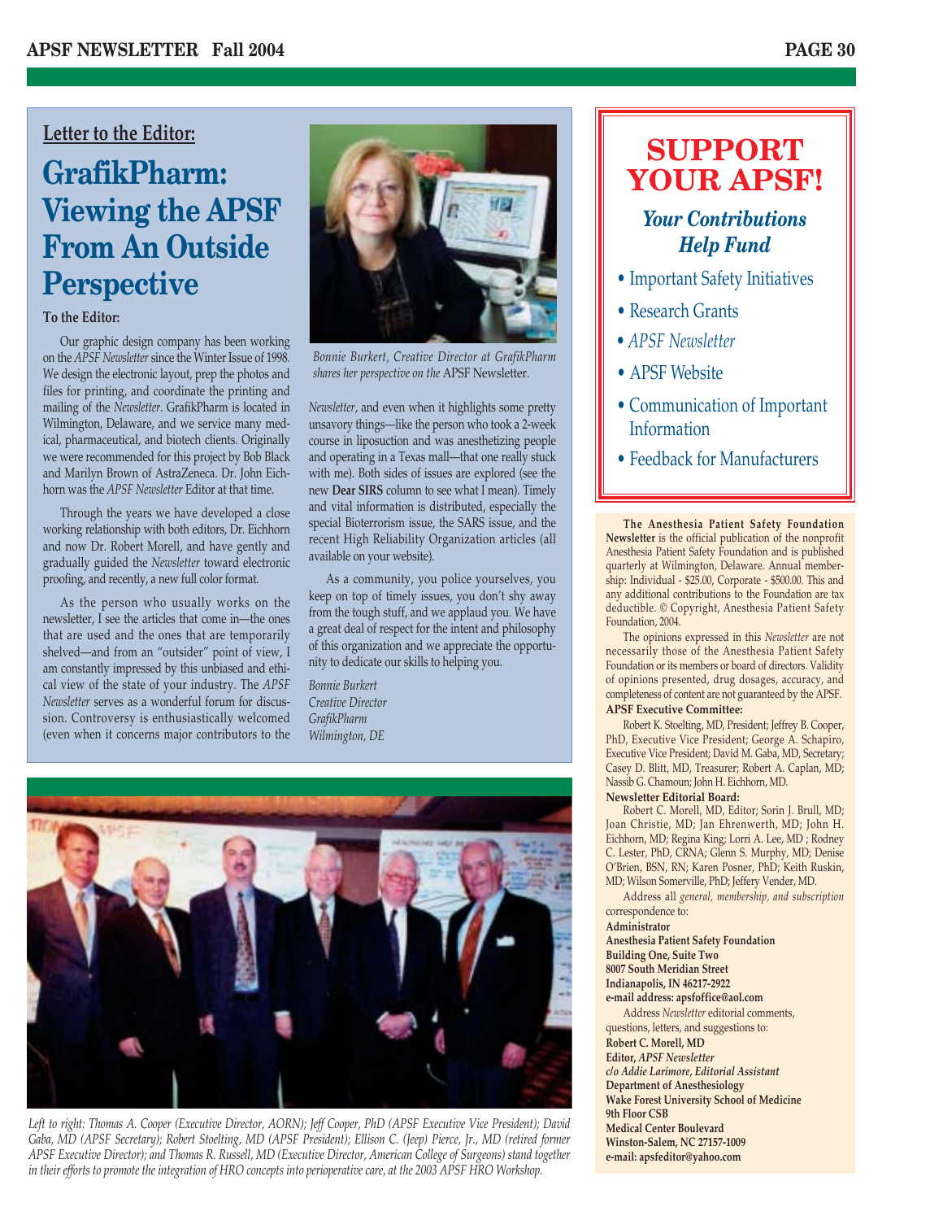## Letter to the Editor:

# GrafikPharm: Viewing the APSF From An Outside Perspective

**To the Editor:**

Our graphic design company has been working on the *APSF Newsletter* since the Winter Issue of 1998. We design the electronic layout, prep the photos and files for printing, and coordinate the printing and mailing of the *Newsletter*. GrafikPharm is located in Wilmington, Delaware, and we service many medical, pharmaceutical, and biotech clients. Originally we were recommended for this project by Bob Black and Marilyn Brown of AstraZeneca. Dr. John Eichhorn was the *APSF Newsletter* Editor at that time.

Through the years we have developed a close working relationship with both editors, Dr. Eichhorn and now Dr. Robert Morell, and have gently and gradually guided the *Newsletter* toward electronic proofing, and recently, a new full color format.

As the person who usually works on the newsletter, I see the articles that come in—the ones that are used and the ones that are temporarily shelved—and from an "outsider" point of view, I am constantly impressed by this unbiased and ethical view of the state of your industry. The *APSF Newsletter* serves as a wonderful forum for discussion. Controversy is enthusiastically welcomed (even when it concerns major contributors to the *Newsletter*, and even when it highlights some pretty unsavory things—like the person who took a 2-week course in liposuction and was anesthetizing people and operating in a Texas mall—that one really stuck with me). Both sides of issues are explored (see the new **Dear SIRS** column to see what I mean). Timely and vital information is distributed, especially the special Bioterrorism issue, the SARS issue, and the recent High Reliability Organization articles (all available on your website).

As a community, you police yourselves, you keep on top of timely issues, you don't shy away from the tough stuff, and we applaud you. We have a great deal of respect for the intent and philosophy of this organization and we appreciate the opportunity to dedicate our skills to helping you.

*Bonnie Burkert*
*Creative Director*
*GrafikPharm*
*Wilmington, DE*

*Bonnie Burkert, Creative Director at GrafikPharm shares her perspective on the* APSF Newsletter.

*Left to right: Thomas A. Cooper (Executive Director, AORN); Jeff Cooper, PhD (APSF Executive Vice President); David Gaba, MD (APSF Secretary); Robert Stoelting, MD (APSF President); Ellison C. (Jeep) Pierce, Jr., MD (retired former APSF Executive Director); and Thomas R. Russell, MD (Executive Director, American College of Surgeons) stand together in their efforts to promote the integration of HRO concepts into perioperative care, at the 2003 APSF HRO Workshop.*

## SUPPORT YOUR APSF!

### *Your Contributions Help Fund*

- Important Safety Initiatives
- Research Grants
- *APSF Newsletter*
- APSF Website
- Communication of Important Information
- Feedback for Manufacturers

**The Anesthesia Patient Safety Foundation Newsletter** is the official publication of the nonprofit Anesthesia Patient Safety Foundation and is published quarterly at Wilmington, Delaware. Annual membership: Individual - $25.00, Corporate - $500.00. This and any additional contributions to the Foundation are tax deductible. © Copyright, Anesthesia Patient Safety Foundation, 2004.

The opinions expressed in this *Newsletter* are not necessarily those of the Anesthesia Patient Safety Foundation or its members or board of directors. Validity of opinions presented, drug dosages, accuracy, and completeness of content are not guaranteed by the APSF.

**APSF Executive Committee:**

Robert K. Stoelting, MD, President; Jeffrey B. Cooper, PhD, Executive Vice President; George A. Schapiro, Executive Vice President; David M. Gaba, MD, Secretary; Casey D. Blitt, MD, Treasurer; Robert A. Caplan, MD; Nassib G. Chamoun; John H. Eichhorn, MD.

**Newsletter Editorial Board:**

Robert C. Morell, MD, Editor; Sorin J. Brull, MD; Joan Christie, MD; Jan Ehrenwerth, MD; John H. Eichhorn, MD; Regina King; Lorri A. Lee, MD ; Rodney C. Lester, PhD, CRNA; Glenn S. Murphy, MD; Denise O'Brien, BSN, RN; Karen Posner, PhD; Keith Ruskin, MD; Wilson Somerville, PhD; Jeffery Vender, MD.

Address all *general, membership, and subscription* correspondence to:

**Administrator**
**Anesthesia Patient Safety Foundation**
**Building One, Suite Two**
**8007 South Meridian Street**
**Indianapolis, IN 46217-2922**
**e-mail address: apsfoffice@aol.com**

Address *Newsletter* editorial comments, questions, letters, and suggestions to:

**Robert C. Morell, MD**
**Editor, *APSF Newsletter***
***c/o Addie Larimore, Editorial Assistant***
**Department of Anesthesiology**
**Wake Forest University School of Medicine**
**9th Floor CSB**
**Medical Center Boulevard**
**Winston-Salem, NC 27157-1009**
**e-mail: apsfeditor@yahoo.com**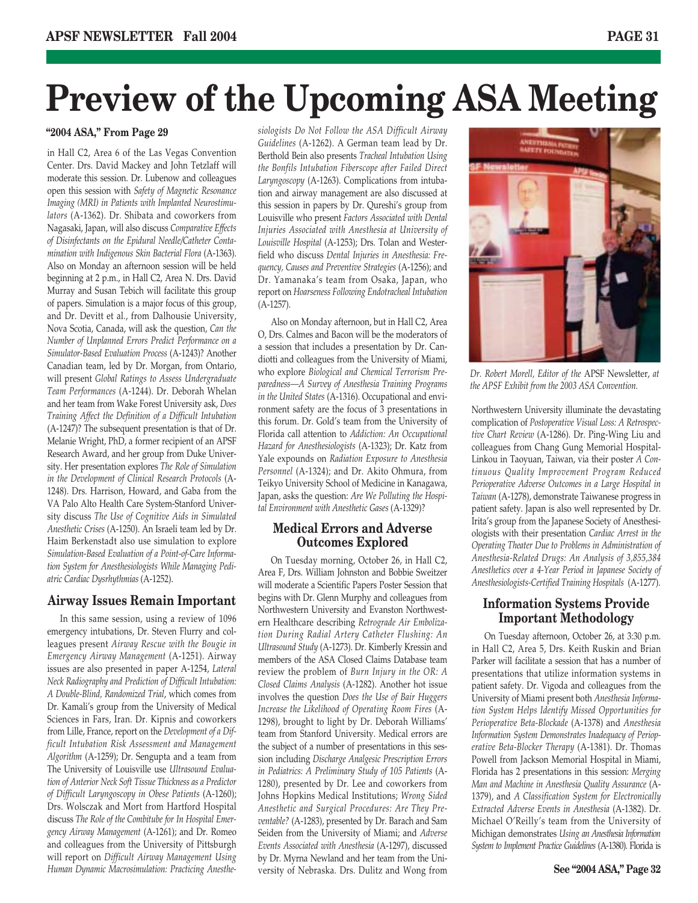# Preview of the Upcoming ASA Meeting

**"2004 ASA," From Page 29**

in Hall C2, Area 6 of the Las Vegas Convention Center. Drs. David Mackey and John Tetzlaff will moderate this session. Dr. Lubenow and colleagues open this session with *Safety of Magnetic Resonance Imaging (MRI) in Patients with Implanted Neurostimulators* (A-1362). Dr. Shibata and coworkers from Nagasaki, Japan, will also discuss *Comparative Effects of Disinfectants on the Epidural Needle/Catheter Contamination with Indigenous Skin Bacterial Flora* (A-1363). Also on Monday an afternoon session will be held beginning at 2 p.m., in Hall C2, Area N. Drs. David Murray and Susan Tebich will facilitate this group of papers. Simulation is a major focus of this group, and Dr. Devitt et al., from Dalhousie University, Nova Scotia, Canada, will ask the question, *Can the Number of Unplanned Errors Predict Performance on a Simulator-Based Evaluation Process* (A-1243)? Another Canadian team, led by Dr. Morgan, from Ontario, will present *Global Ratings to Assess Undergraduate Team Performances* (A-1244). Dr. Deborah Whelan and her team from Wake Forest University ask, *Does Training Affect the Definition of a Difficult Intubation* (A-1247)? The subsequent presentation is that of Dr. Melanie Wright, PhD, a former recipient of an APSF Research Award, and her group from Duke University. Her presentation explores *The Role of Simulation in the Development of Clinical Research Protocols* (A-1248). Drs. Harrison, Howard, and Gaba from the VA Palo Alto Health Care System-Stanford University discuss *The Use of Cognitive Aids in Simulated Anesthetic Crises* (A-1250). An Israeli team led by Dr. Haim Berkenstadt also use simulation to explore *Simulation-Based Evaluation of a Point-of-Care Information System for Anesthesiologists While Managing Pediatric Cardiac Dysrhythmias* (A-1252).

## Airway Issues Remain Important

In this same session, using a review of 1096 emergency intubations, Dr. Steven Flurry and colleagues present *Airway Rescue with the Bougie in Emergency Airway Management* (A-1251). Airway issues are also presented in paper A-1254, *Lateral Neck Radiography and Prediction of Difficult Intubation: A Double-Blind, Randomized Trial*, which comes from Dr. Kamali's group from the University of Medical Sciences in Fars, Iran. Dr. Kipnis and coworkers from Lille, France, report on the *Development of a Difficult Intubation Risk Assessment and Management Algorithm* (A-1259); Dr. Sengupta and a team from The University of Louisville use *Ultrasound Evaluation of Anterior Neck Soft Tissue Thickness as a Predictor of Difficult Laryngoscopy in Obese Patients* (A-1260); Drs. Wolsczak and Mort from Hartford Hospital discuss *The Role of the Combitube for In Hospital Emergency Airway Management* (A-1261); and Dr. Romeo and colleagues from the University of Pittsburgh will report on *Difficult Airway Management Using Human Dynamic Macrosimulation: Practicing Anesthesiologists Do Not Follow the ASA Difficult Airway Guidelines* (A-1262). A German team lead by Dr. Berthold Bein also presents *Tracheal Intubation Using the Bonfils Intubation Fiberscope after Failed Direct Laryngoscopy* (A-1263). Complications from intubation and airway management are also discussed at this session in papers by Dr. Qureshi's group from Louisville who present *Factors Associated with Dental Injuries Associated with Anesthesia at University of Louisville Hospital* (A-1253); Drs. Tolan and Westerfield who discuss *Dental Injuries in Anesthesia: Frequency, Causes and Preventive Strategies* (A-1256); and Dr. Yamanaka's team from Osaka, Japan, who report on *Hoarseness Following Endotracheal Intubation* (A-1257).

Also on Monday afternoon, but in Hall C2, Area O, Drs. Calmes and Bacon will be the moderators of a session that includes a presentation by Dr. Candiotti and colleagues from the University of Miami, who explore *Biological and Chemical Terrorism Preparedness—A Survey of Anesthesia Training Programs in the United States* (A-1316). Occupational and environment safety are the focus of 3 presentations in this forum. Dr. Gold's team from the University of Florida call attention to *Addiction: An Occupational Hazard for Anesthesiologists* (A-1323); Dr. Katz from Yale expounds on *Radiation Exposure to Anesthesia Personnel* (A-1324); and Dr. Akito Ohmura, from Teikyo University School of Medicine in Kanagawa, Japan, asks the question: *Are We Polluting the Hospital Environment with Anesthetic Gases* (A-1329)?

## Medical Errors and Adverse Outcomes Explored

On Tuesday morning, October 26, in Hall C2, Area F, Drs. William Johnston and Bobbie Sweitzer will moderate a Scientific Papers Poster Session that begins with Dr. Glenn Murphy and colleagues from Northwestern University and Evanston Northwestern Healthcare describing *Retrograde Air Embolization During Radial Artery Catheter Flushing: An Ultrasound Study* (A-1273). Dr. Kimberly Kressin and members of the ASA Closed Claims Database team review the problem of *Burn Injury in the OR: A Closed Claims Analysis* (A-1282). Another hot issue involves the question *Does the Use of Bair Huggers Increase the Likelihood of Operating Room Fires* (A-1298), brought to light by Dr. Deborah Williams' team from Stanford University. Medical errors are the subject of a number of presentations in this session including *Discharge Analgesic Prescription Errors in Pediatrics: A Preliminary Study of 105 Patients* (A-1280), presented by Dr. Lee and coworkers from Johns Hopkins Medical Institutions; *Wrong Sided Anesthetic and Surgical Procedures: Are They Preventable?* (A-1283), presented by Dr. Barach and Sam Seiden from the University of Miami; and *Adverse Events Associated with Anesthesia* (A-1297), discussed by Dr. Myrna Newland and her team from the University of Nebraska. Drs. Dulitz and Wong from Northwestern University illuminate the devastating complication of *Postoperative Visual Loss: A Retrospective Chart Review* (A-1286). Dr. Ping-Wing Liu and colleagues from Chang Gung Memorial Hospital-Linkou in Taoyuan, Taiwan, via their poster *A Continuous Quality Improvement Program Reduced Perioperative Adverse Outcomes in a Large Hospital in Taiwan* (A-1278), demonstrate Taiwanese progress in patient safety. Japan is also well represented by Dr. Irita's group from the Japanese Society of Anesthesiologists with their presentation *Cardiac Arrest in the Operating Theater Due to Problems in Administration of Anesthesia-Related Drugs: An Analysis of 3,855,384 Anesthetics over a 4-Year Period in Japanese Society of Anesthesiologists-Certified Training Hospitals* (A-1277).

*Dr. Robert Morell, Editor of the* APSF Newsletter, *at the APSF Exhibit from the 2003 ASA Convention.*

## Information Systems Provide Important Methodology

On Tuesday afternoon, October 26, at 3:30 p.m. in Hall C2, Area 5, Drs. Keith Ruskin and Brian Parker will facilitate a session that has a number of presentations that utilize information systems in patient safety. Dr. Vigoda and colleagues from the University of Miami present both *Anesthesia Information System Helps Identify Missed Opportunities for Perioperative Beta-Blockade* (A-1378) and *Anesthesia Information System Demonstrates Inadequacy of Perioperative Beta-Blocker Therapy* (A-1381). Dr. Thomas Powell from Jackson Memorial Hospital in Miami, Florida has 2 presentations in this session: *Merging Man and Machine in Anesthesia Quality Assurance* (A-1379), and *A Classification System for Electronically Extracted Adverse Events in Anesthesia* (A-1382). Dr. Michael O'Reilly's team from the University of Michigan demonstrates *Using an Anesthesia Information System to Implement Practice Guidelines* (A-1380). Florida is

**See "2004 ASA," Page 32**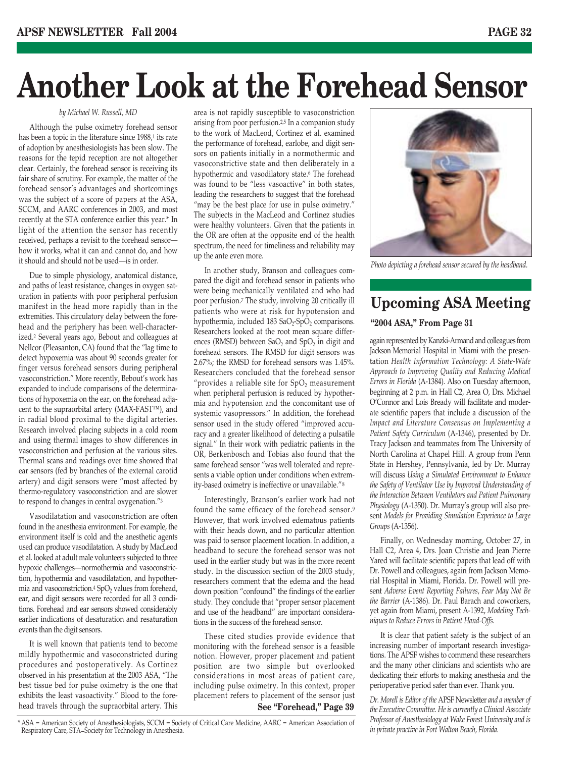# Another Look at the Forehead Sensor

*by Michael W. Russell, MD*

Although the pulse oximetry forehead sensor has been a topic in the literature since 1988,[1] its rate of adoption by anesthesiologists has been slow. The reasons for the tepid reception are not altogether clear. Certainly, the forehead sensor is receiving its fair share of scrutiny. For example, the matter of the forehead sensor's advantages and shortcomings was the subject of a score of papers at the ASA, SCCM, and AARC conferences in 2003, and most recently at the STA conference earlier this year.* In light of the attention the sensor has recently received, perhaps a revisit to the forehead sensor—how it works, what it can and cannot do, and how it should and should not be used—is in order.

Due to simple physiology, anatomical distance, and paths of least resistance, changes in oxygen saturation in patients with poor peripheral perfusion manifest in the head more rapidly than in the extremities. This circulatory delay between the forehead and the periphery has been well-characterized.[2] Several years ago, Bebout and colleagues at Nellcor (Pleasanton, CA) found that the "lag time to detect hypoxemia was about 90 seconds greater for finger versus forehead sensors during peripheral vasoconstriction." More recently, Bebout's work has expanded to include comparisons of the determinations of hypoxemia on the ear, on the forehead adjacent to the supraorbital artery (MAX-FAST™), and in radial blood proximal to the digital arteries. Research involved placing subjects in a cold room and using thermal images to show differences in vasoconstriction and perfusion at the various sites. Thermal scans and readings over time showed that ear sensors (fed by branches of the external carotid artery) and digit sensors were "most affected by thermo-regulatory vasoconstriction and are slower to respond to changes in central oxygenation."[3]

Vasodilatation and vasoconstriction are often found in the anesthesia environment. For example, the environment itself is cold and the anesthetic agents used can produce vasodilatation. A study by MacLeod et al. looked at adult male volunteers subjected to three hypoxic challenges—normothermia and vasoconstriction, hypothermia and vasodilatation, and hypothermia and vasoconstriction.[4] $SpO_2$ values from forehead, ear, and digit sensors were recorded for all 3 conditions. Forehead and ear sensors showed considerably earlier indications of desaturation and resaturation events than the digit sensors.

It is well known that patients tend to become mildly hypothermic and vasoconstricted during procedures and postoperatively. As Cortinez observed in his presentation at the 2003 ASA, "The best tissue bed for pulse oximetry is the one that exhibits the least vasoactivity." Blood to the forehead travels through the supraorbital artery. This area is not rapidly susceptible to vasoconstriction arising from poor perfusion.[2,5] In a companion study to the work of MacLeod, Cortinez et al. examined the performance of forehead, earlobe, and digit sensors on patients initially in a normothermic and vasoconstrictive state and then deliberately in a hypothermic and vasodilatory state.[6] The forehead was found to be "less vasoactive" in both states, leading the researchers to suggest that the forehead "may be the best place for use in pulse oximetry." The subjects in the MacLeod and Cortinez studies were healthy volunteers. Given that the patients in the OR are often at the opposite end of the health spectrum, the need for timeliness and reliability may up the ante even more.

In another study, Branson and colleagues compared the digit and forehead sensor in patients who were being mechanically ventilated and who had poor perfusion.[7] The study, involving 20 critically ill patients who were at risk for hypotension and hypothermia, included 183 $SaO_2$-$SpO_2$ comparisons. Researchers looked at the root mean square differences (RMSD) between $SaO_2$ and $SpO_2$ in digit and forehead sensors. The RMSD for digit sensors was 2.67%; the RMSD for forehead sensors was 1.45%. Researchers concluded that the forehead sensor "provides a reliable site for $SpO_2$ measurement when peripheral perfusion is reduced by hypothermia and hypotension and the concomitant use of systemic vasopressors." In addition, the forehead sensor used in the study offered "improved accuracy and a greater likelihood of detecting a pulsatile signal." In their work with pediatric patients in the OR, Berkenbosch and Tobias also found that the same forehead sensor "was well tolerated and represents a viable option under conditions when extremity-based oximetry is ineffective or unavailable."[8]

Interestingly, Branson's earlier work had not found the same efficacy of the forehead sensor.[9] However, that work involved edematous patients with their heads down, and no particular attention was paid to sensor placement location. In addition, a headband to secure the forehead sensor was not used in the earlier study but was in the more recent study. In the discussion section of the 2003 study, researchers comment that the edema and the head down position "confound" the findings of the earlier study. They conclude that "proper sensor placement and use of the headband" are important considerations in the success of the forehead sensor.

These cited studies provide evidence that monitoring with the forehead sensor is a feasible notion. However, proper placement and patient position are two simple but overlooked considerations in most areas of patient care, including pulse oximetry. In this context, proper placement refers to placement of the sensor just

**See "Forehead," Page 39**

*Photo depicting a forehead sensor secured by the headband.*

\* ASA = American Society of Anesthesiologists, SCCM = Society of Critical Care Medicine, AARC = American Association of Respiratory Care, STA=Society for Technology in Anesthesia.

## Upcoming ASA Meeting

**"2004 ASA," From Page 31**

again represented by Kanzki-Armand and colleagues from Jackson Memorial Hospital in Miami with the presentation *Health Information Technology: A State-Wide Approach to Improving Quality and Reducing Medical Errors in Florida* (A-1384). Also on Tuesday afternoon, beginning at 2 p.m. in Hall C2, Area O, Drs. Michael O'Connor and Lois Bready will facilitate and moderate scientific papers that include a discussion of the *Impact and Literature Consensus on Implementing a Patient Safety Curriculum* (A-1346), presented by Dr. Tracy Jackson and teammates from The University of North Carolina at Chapel Hill. A group from Penn State in Hershey, Pennsylvania, led by Dr. Murray will discuss *Using a Simulated Environment to Enhance the Safety of Ventilator Use by Improved Understanding of the Interaction Between Ventilators and Patient Pulmonary Physiology* (A-1350). Dr. Murray's group will also present *Models for Providing Simulation Experience to Large Groups* (A-1356).

Finally, on Wednesday morning, October 27, in Hall C2, Area 4, Drs. Joan Christie and Jean Pierre Yared will facilitate scientific papers that lead off with Dr. Powell and colleagues, again from Jackson Memorial Hospital in Miami, Florida. Dr. Powell will present *Adverse Event Reporting Failures, Fear May Not Be the Barrier* (A-1386). Dr. Paul Barach and coworkers, yet again from Miami, present A-1392, *Modeling Techniques to Reduce Errors in Patient Hand-Offs.*

It is clear that patient safety is the subject of an increasing number of important research investigations. The APSF wishes to commend these researchers and the many other clinicians and scientists who are dedicating their efforts to making anesthesia and the perioperative period safer than ever. Thank you.

*Dr. Morell is Editor of the* APSF Newsletter *and a member of the Executive Committee. He is currently a Clinical Associate Professor of Anesthesiology at Wake Forest University and is in private practice in Fort Walton Beach, Florida.*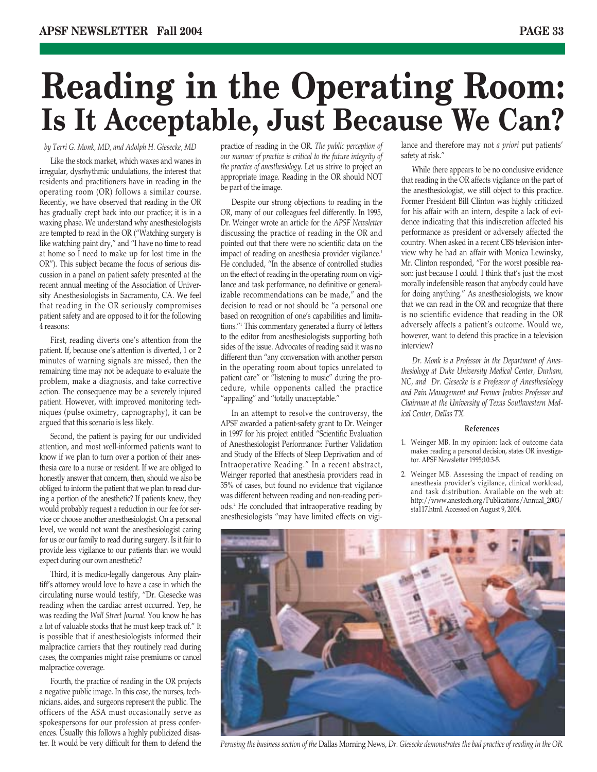# Reading in the Operating Room: Is It Acceptable, Just Because We Can?

*by Terri G. Monk, MD, and Adolph H. Giesecke, MD*

Like the stock market, which waxes and wanes in irregular, dysrhythmic undulations, the interest that residents and practitioners have in reading in the operating room (OR) follows a similar course. Recently, we have observed that reading in the OR has gradually crept back into our practice; it is in a waxing phase. We understand why anesthesiologists are tempted to read in the OR ("Watching surgery is like watching paint dry," and "I have no time to read at home so I need to make up for lost time in the OR"). This subject became the focus of serious discussion in a panel on patient safety presented at the recent annual meeting of the Association of University Anesthesiologists in Sacramento, CA. We feel that reading in the OR seriously compromises patient safety and are opposed to it for the following 4 reasons:

First, reading diverts one's attention from the patient. If, because one's attention is diverted, 1 or 2 minutes of warning signals are missed, then the remaining time may not be adequate to evaluate the problem, make a diagnosis, and take corrective action. The consequence may be a severely injured patient. However, with improved monitoring techniques (pulse oximetry, capnography), it can be argued that this scenario is less likely.

Second, the patient is paying for our undivided attention, and most well-informed patients want to know if we plan to turn over a portion of their anesthesia care to a nurse or resident. If we are obliged to honestly answer that concern, then, should we also be obliged to inform the patient that we plan to read during a portion of the anesthetic? If patients knew, they would probably request a reduction in our fee for service or choose another anesthesiologist. On a personal level, we would not want the anesthesiologist caring for us or our family to read during surgery. Is it fair to provide less vigilance to our patients than we would expect during our own anesthetic?

Third, it is medico-legally dangerous. Any plaintiff's attorney would love to have a case in which the circulating nurse would testify, "Dr. Giesecke was reading when the cardiac arrest occurred. Yep, he was reading the *Wall Street Journal.* You know he has a lot of valuable stocks that he must keep track of." It is possible that if anesthesiologists informed their malpractice carriers that they routinely read during cases, the companies might raise premiums or cancel malpractice coverage.

Fourth, the practice of reading in the OR projects a negative public image. In this case, the nurses, technicians, aides, and surgeons represent the public. The officers of the ASA must occasionally serve as spokespersons for our profession at press conferences. Usually this follows a highly publicized disaster. It would be very difficult for them to defend the practice of reading in the OR. *The public perception of our manner of practice is critical to the future integrity of the practice of anesthesiology.* Let us strive to project an appropriate image. Reading in the OR should NOT be part of the image.

Despite our strong objections to reading in the OR, many of our colleagues feel differently. In 1995, Dr. Weinger wrote an article for the *APSF Newsletter* discussing the practice of reading in the OR and pointed out that there were no scientific data on the impact of reading on anesthesia provider vigilance.[1] He concluded, "In the absence of controlled studies on the effect of reading in the operating room on vigilance and task performance, no definitive or generalizable recommendations can be made," and the decision to read or not should be "a personal one based on recognition of one's capabilities and limitations."[1] This commentary generated a flurry of letters to the editor from anesthesiologists supporting both sides of the issue. Advocates of reading said it was no different than "any conversation with another person in the operating room about topics unrelated to patient care" or "listening to music" during the procedure, while opponents called the practice "appalling" and "totally unacceptable."

In an attempt to resolve the controversy, the APSF awarded a patient-safety grant to Dr. Weinger in 1997 for his project entitled "Scientific Evaluation of Anesthesiologist Performance: Further Validation and Study of the Effects of Sleep Deprivation and of Intraoperative Reading." In a recent abstract, Weinger reported that anesthesia providers read in 35% of cases, but found no evidence that vigilance was different between reading and non-reading periods.[2] He concluded that intraoperative reading by anesthesiologists "may have limited effects on vigilance and therefore may not *a priori* put patients' safety at risk."

While there appears to be no conclusive evidence that reading in the OR affects vigilance on the part of the anesthesiologist, we still object to this practice. Former President Bill Clinton was highly criticized for his affair with an intern, despite a lack of evidence indicating that this indiscretion affected his performance as president or adversely affected the country. When asked in a recent CBS television interview why he had an affair with Monica Lewinsky, Mr. Clinton responded, "For the worst possible reason: just because I could. I think that's just the most morally indefensible reason that anybody could have for doing anything." As anesthesiologists, we know that we can read in the OR and recognize that there is no scientific evidence that reading in the OR adversely affects a patient's outcome. Would we, however, want to defend this practice in a television interview?

*Dr. Monk is a Professor in the Department of Anesthesiology at Duke University Medical Center, Durham, NC, and Dr. Giesecke is a Professor of Anesthesiology and Pain Management and Former Jenkins Professor and Chairman at the University of Texas Southwestern Medical Center, Dallas TX.*

#### References

1. Weinger MB. In my opinion: lack of outcome data makes reading a personal decision, states OR investigator. APSF Newsletter 1995;10:3-5.
2. Weinger MB. Assessing the impact of reading on anesthesia provider's vigilance, clinical workload, and task distribution. Available on the web at: http://www.anestech.org/Publications/Annual_2003/sta117.html. Accessed on August 9, 2004.

*Perusing the business section of the* Dallas Morning News, *Dr. Giesecke demonstrates the bad practice of reading in the OR.*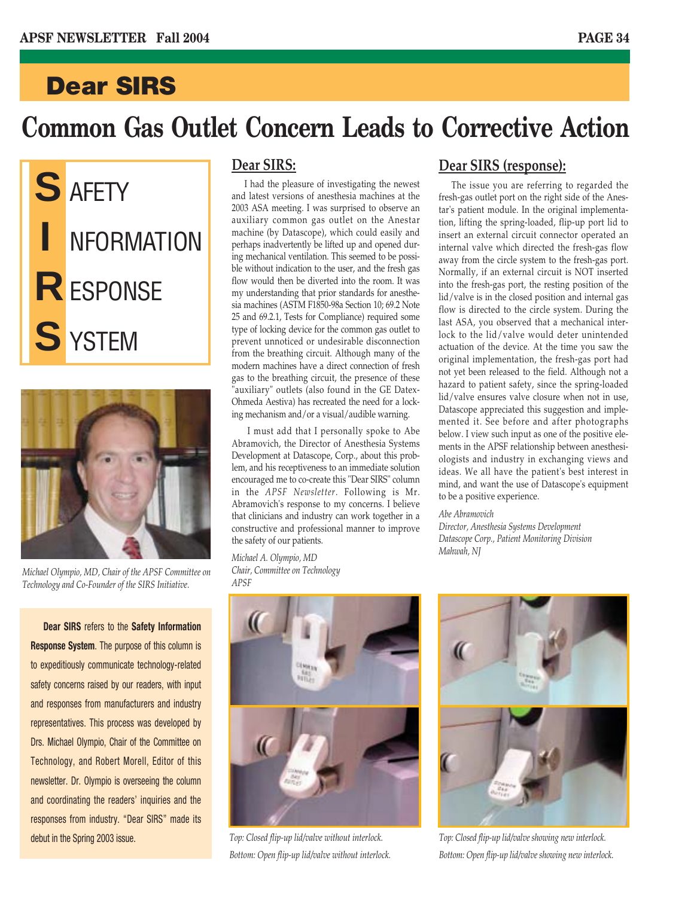## Dear SIRS

# Common Gas Outlet Concern Leads to Corrective Action

**S** AFETY
**I** NFORMATION
**R** ESPONSE
**S** YSTEM

*Michael Olympio, MD, Chair of the APSF Committee on Technology and Co-Founder of the SIRS Initiative.*

**Dear SIRS** refers to the **Safety Information Response System**. The purpose of this column is to expeditiously communicate technology-related safety concerns raised by our readers, with input and responses from manufacturers and industry representatives. This process was developed by Drs. Michael Olympio, Chair of the Committee on Technology, and Robert Morell, Editor of this newsletter. Dr. Olympio is overseeing the column and coordinating the readers' inquiries and the responses from industry. "Dear SIRS" made its debut in the Spring 2003 issue.

### Dear SIRS:

I had the pleasure of investigating the newest and latest versions of anesthesia machines at the 2003 ASA meeting. I was surprised to observe an auxiliary common gas outlet on the Anestar machine (by Datascope), which could easily and perhaps inadvertently be lifted up and opened during mechanical ventilation. This seemed to be possible without indication to the user, and the fresh gas flow would then be diverted into the room. It was my understanding that prior standards for anesthesia machines (ASTM F1850-98a Section 10; 69.2 Note 25 and 69.2.1, Tests for Compliance) required some type of locking device for the common gas outlet to prevent unnoticed or undesirable disconnection from the breathing circuit. Although many of the modern machines have a direct connection of fresh gas to the breathing circuit, the presence of these "auxiliary" outlets (also found in the GE Datex-Ohmeda Aestiva) has recreated the need for a locking mechanism and/or a visual/audible warning.

I must add that I personally spoke to Abe Abramovich, the Director of Anesthesia Systems Development at Datascope, Corp., about this problem, and his receptiveness to an immediate solution encouraged me to co-create this "Dear SIRS" column in the *APSF Newsletter*. Following is Mr. Abramovich's response to my concerns. I believe that clinicians and industry can work together in a constructive and professional manner to improve the safety of our patients.

*Michael A. Olympio, MD*
*Chair, Committee on Technology*
*APSF*

### Dear SIRS (response):

The issue you are referring to regarded the fresh-gas outlet port on the right side of the Anestar's patient module. In the original implementation, lifting the spring-loaded, flip-up port lid to insert an external circuit connector operated an internal valve which directed the fresh-gas flow away from the circle system to the fresh-gas port. Normally, if an external circuit is NOT inserted into the fresh-gas port, the resting position of the lid/valve is in the closed position and internal gas flow is directed to the circle system. During the last ASA, you observed that a mechanical interlock to the lid/valve would deter unintended actuation of the device. At the time you saw the original implementation, the fresh-gas port had not yet been released to the field. Although not a hazard to patient safety, since the spring-loaded lid/valve ensures valve closure when not in use, Datascope appreciated this suggestion and implemented it. See before and after photographs below. I view such input as one of the positive elements in the APSF relationship between anesthesiologists and industry in exchanging views and ideas. We all have the patient's best interest in mind, and want the use of Datascope's equipment to be a positive experience.

*Abe Abramovich*
*Director, Anesthesia Systems Development*
*Datascope Corp., Patient Monitoring Division*
*Mahwah, NJ*

*Top: Closed flip-up lid/valve without interlock.*
*Bottom: Open flip-up lid/valve without interlock.*

*Top: Closed flip-up lid/valve showing new interlock.*
*Bottom: Open flip-up lid/valve showing new interlock.*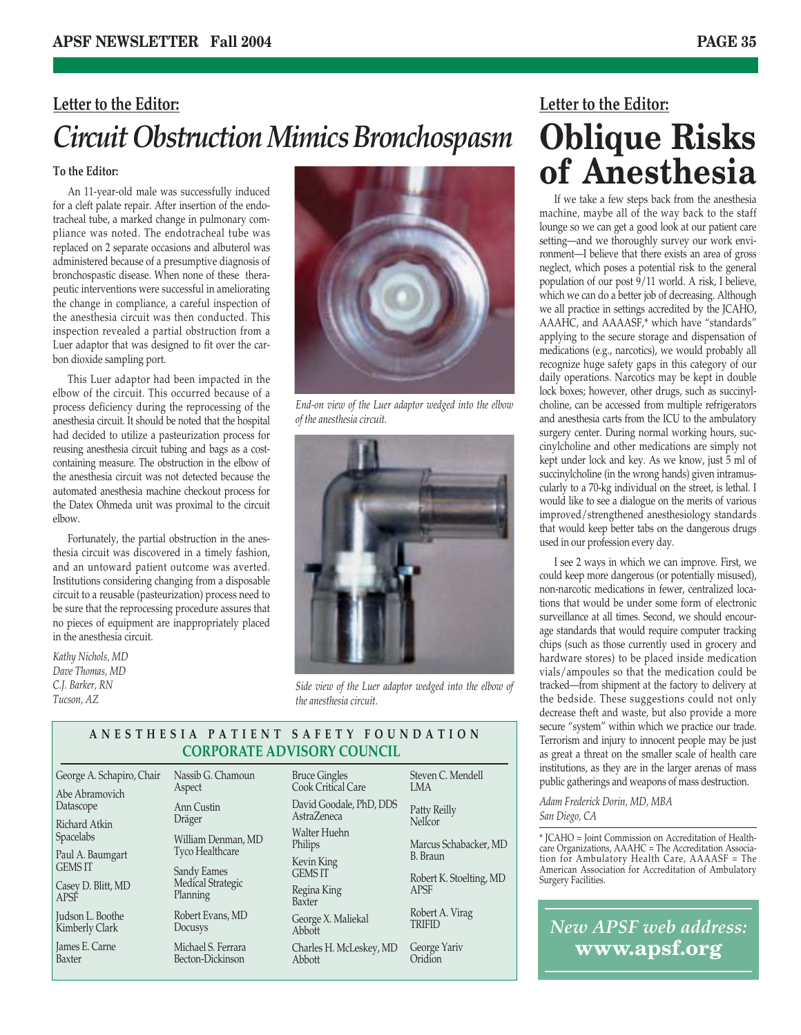## Letter to the Editor:

# *Circuit Obstruction Mimics Bronchospasm*

**To the Editor:**

An 11-year-old male was successfully induced for a cleft palate repair. After insertion of the endotracheal tube, a marked change in pulmonary compliance was noted. The endotracheal tube was replaced on 2 separate occasions and albuterol was administered because of a presumptive diagnosis of bronchospastic disease. When none of these therapeutic interventions were successful in ameliorating the change in compliance, a careful inspection of the anesthesia circuit was then conducted. This inspection revealed a partial obstruction from a Luer adaptor that was designed to fit over the carbon dioxide sampling port.

This Luer adaptor had been impacted in the elbow of the circuit. This occurred because of a process deficiency during the reprocessing of the anesthesia circuit. It should be noted that the hospital had decided to utilize a pasteurization process for reusing anesthesia circuit tubing and bags as a cost-containing measure. The obstruction in the elbow of the anesthesia circuit was not detected because the automated anesthesia machine checkout process for the Datex Ohmeda unit was proximal to the circuit elbow.

Fortunately, the partial obstruction in the anesthesia circuit was discovered in a timely fashion, and an untoward patient outcome was averted. Institutions considering changing from a disposable circuit to a reusable (pasteurization) process need to be sure that the reprocessing procedure assures that no pieces of equipment are inappropriately placed in the anesthesia circuit.

*Kathy Nichols, MD*
*Dave Thomas, MD*
*C.J. Barker, RN*
*Tucson, AZ*

*End-on view of the Luer adaptor wedged into the elbow of the anesthesia circuit.*

*Side view of the Luer adaptor wedged into the elbow of the anesthesia circuit.*

## Letter to the Editor:

# Oblique Risks of Anesthesia

If we take a few steps back from the anesthesia machine, maybe all of the way back to the staff lounge so we can get a good look at our patient care setting—and we thoroughly survey our work environment—I believe that there exists an area of gross neglect, which poses a potential risk to the general population of our post 9/11 world. A risk, I believe, which we can do a better job of decreasing. Although we all practice in settings accredited by the JCAHO, AAAHC, and AAAASF,* which have "standards" applying to the secure storage and dispensation of medications (e.g., narcotics), we would probably all recognize huge safety gaps in this category of our daily operations. Narcotics may be kept in double lock boxes; however, other drugs, such as succinylcholine, can be accessed from multiple refrigerators and anesthesia carts from the ICU to the ambulatory surgery center. During normal working hours, succinylcholine and other medications are simply not kept under lock and key. As we know, just 5 ml of succinylcholine (in the wrong hands) given intramuscularly to a 70-kg individual on the street, is lethal. I would like to see a dialogue on the merits of various improved/strengthened anesthesiology standards that would keep better tabs on the dangerous drugs used in our profession every day.

I see 2 ways in which we can improve. First, we could keep more dangerous (or potentially misused), non-narcotic medications in fewer, centralized locations that would be under some form of electronic surveillance at all times. Second, we should encourage standards that would require computer tracking chips (such as those currently used in grocery and hardware stores) to be placed inside medication vials/ampoules so that the medication could be tracked—from shipment at the factory to delivery at the bedside. These suggestions could not only decrease theft and waste, but also provide a more secure "system" within which we practice our trade. Terrorism and injury to innocent people may be just as great a threat on the smaller scale of health care institutions, as they are in the larger arenas of mass public gatherings and weapons of mass destruction.

*Adam Frederick Dorin, MD, MBA*
*San Diego, CA*

* JCAHO = Joint Commission on Accreditation of Healthcare Organizations, AAAHC = The Accreditation Association for Ambulatory Health Care, AAAASF = The American Association for Accreditation of Ambulatory Surgery Facilities.

### ANESTHESIA PATIENT SAFETY FOUNDATION
### CORPORATE ADVISORY COUNCIL

George A. Schapiro, Chair
Abe Abramovich, Datascope
Richard Atkin, Spacelabs
Paul A. Baumgart, GEMS IT
Casey D. Blitt, MD, APSF
Judson L. Boothe, Kimberly Clark
James E. Carne, Baxter
Nassib G. Chamoun, Aspect
Ann Custin, Dräger
William Denman, MD, Tyco Healthcare
Sandy Eames, Medical Strategic Planning
Robert Evans, MD, Docusys
Michael S. Ferrara, Becton-Dickinson
Bruce Gingles, Cook Critical Care
David Goodale, PhD, DDS, AstraZeneca
Walter Huehn, Philips
Kevin King, GEMS IT
Regina King, Baxter
George X. Maliekal, Abbott
Charles H. McLeskey, MD, Abbott
Steven C. Mendell, LMA
Patty Reilly, Nellcor
Marcus Schabacker, MD, B. Braun
Robert K. Stoelting, MD, APSF
Robert A. Virag, TRIFID
George Yariv, Oridion

***New APSF web address:***
**www.apsf.org**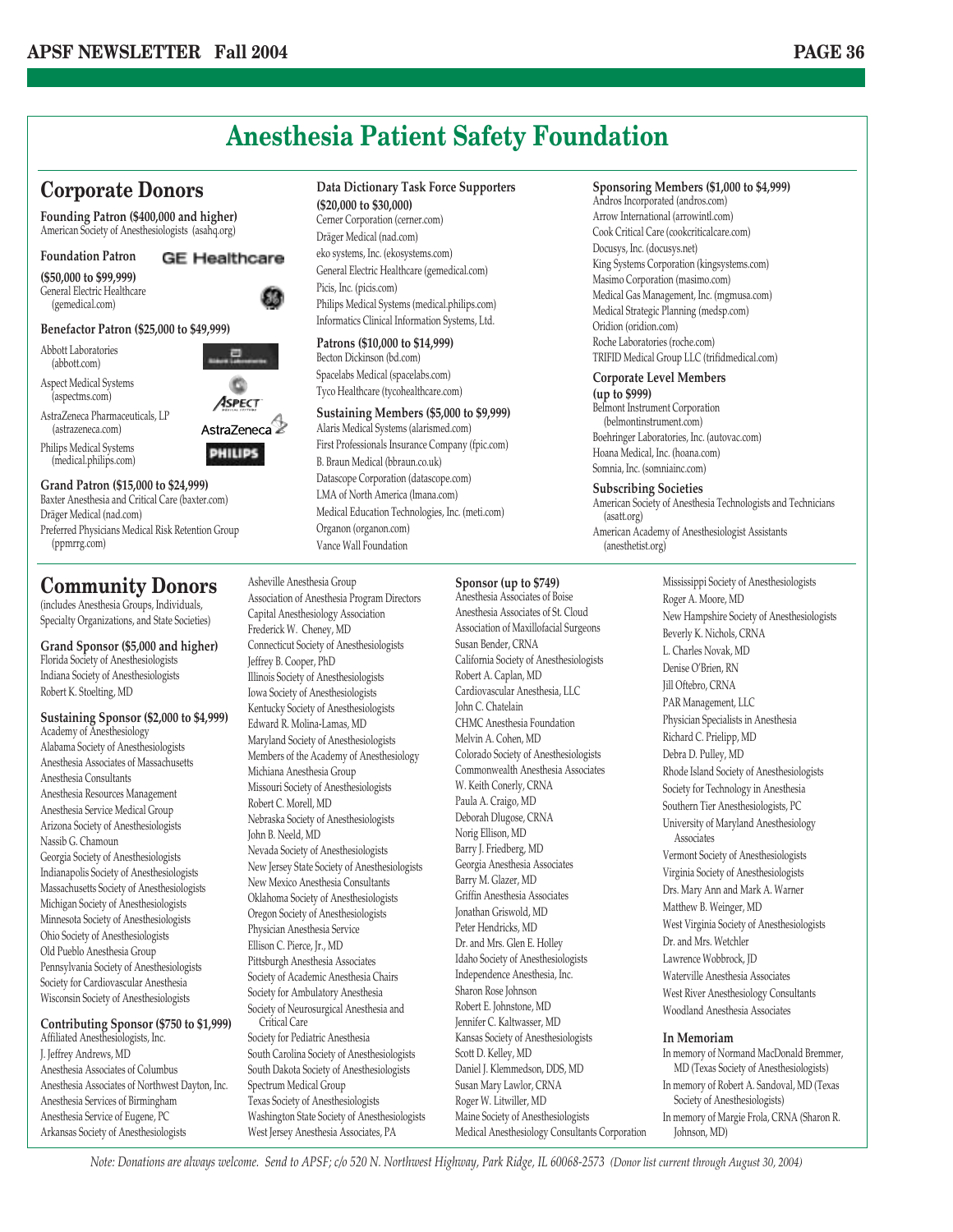# Anesthesia Patient Safety Foundation

## Corporate Donors

**Founding Patron ($400,000 and higher)**
American Society of Anesthesiologists (asahq.org)

**Foundation Patron ($50,000 to $99,999)**
General Electric Healthcare (gemedical.com)

**Benefactor Patron ($25,000 to $49,999)**
Abbott Laboratories (abbott.com)
Aspect Medical Systems (aspectms.com)
AstraZeneca Pharmaceuticals, LP (astrazeneca.com)
Philips Medical Systems (medical.philips.com)

**Grand Patron ($15,000 to $24,999)**
Baxter Anesthesia and Critical Care (baxter.com)
Dräger Medical (nad.com)
Preferred Physicians Medical Risk Retention Group (ppmrrg.com)

**Data Dictionary Task Force Supporters ($20,000 to $30,000)**
Cerner Corporation (cerner.com)
Dräger Medical (nad.com)
eko systems, Inc. (ekosystems.com)
General Electric Healthcare (gemedical.com)
Picis, Inc. (picis.com)
Philips Medical Systems (medical.philips.com)
Informatics Clinical Information Systems, Ltd.

**Patrons ($10,000 to $14,999)**
Becton Dickinson (bd.com)
Spacelabs Medical (spacelabs.com)
Tyco Healthcare (tycohealthcare.com)

**Sustaining Members ($5,000 to $9,999)**
Alaris Medical Systems (alarismed.com)
First Professionals Insurance Company (fpic.com)
B. Braun Medical (bbraun.co.uk)
Datascope Corporation (datascope.com)
LMA of North America (lmana.com)
Medical Education Technologies, Inc. (meti.com)
Organon (organon.com)
Vance Wall Foundation

**Sponsoring Members ($1,000 to $4,999)**
Andros Incorporated (andros.com)
Arrow International (arrowintl.com)
Cook Critical Care (cookcriticalcare.com)
Docusys, Inc. (docusys.net)
King Systems Corporation (kingsystems.com)
Masimo Corporation (masimo.com)
Medical Gas Management, Inc. (mgmusa.com)
Medical Strategic Planning (medsp.com)
Oridion (oridion.com)
Roche Laboratories (roche.com)
TRIFID Medical Group LLC (trifidmedical.com)

**Corporate Level Members (up to $999)**
Belmont Instrument Corporation (belmontinstrument.com)
Boehringer Laboratories, Inc. (autovac.com)
Hoana Medical, Inc. (hoana.com)
Somnia, Inc. (somniainc.com)

**Subscribing Societies**
American Society of Anesthesia Technologists and Technicians (asatt.org)
American Academy of Anesthesiologist Assistants (anesthetist.org)

## Community Donors

(includes Anesthesia Groups, Individuals, Specialty Organizations, and State Societies)

**Grand Sponsor ($5,000 and higher)**
Florida Society of Anesthesiologists
Indiana Society of Anesthesiologists
Robert K. Stoelting, MD

**Sustaining Sponsor ($2,000 to $4,999)**
Academy of Anesthesiology
Alabama Society of Anesthesiologists
Anesthesia Associates of Massachusetts
Anesthesia Consultants
Anesthesia Resources Management
Anesthesia Service Medical Group
Arizona Society of Anesthesiologists
Nassib G. Chamoun
Georgia Society of Anesthesiologists
Indianapolis Society of Anesthesiologists
Massachusetts Society of Anesthesiologists
Michigan Society of Anesthesiologists
Minnesota Society of Anesthesiologists
Ohio Society of Anesthesiologists
Old Pueblo Anesthesia Group
Pennsylvania Society of Anesthesiologists
Society for Cardiovascular Anesthesia
Wisconsin Society of Anesthesiologists

**Contributing Sponsor ($750 to $1,999)**
Affiliated Anesthesiologists, Inc.
J. Jeffrey Andrews, MD
Anesthesia Associates of Columbus
Anesthesia Associates of Northwest Dayton, Inc.
Anesthesia Services of Birmingham
Anesthesia Service of Eugene, PC
Arkansas Society of Anesthesiologists
Asheville Anesthesia Group
Association of Anesthesia Program Directors
Capital Anesthesiology Association
Frederick W. Cheney, MD
Connecticut Society of Anesthesiologists
Jeffrey B. Cooper, PhD
Illinois Society of Anesthesiologists
Iowa Society of Anesthesiologists
Kentucky Society of Anesthesiologists
Edward R. Molina-Lamas, MD
Maryland Society of Anesthesiologists
Members of the Academy of Anesthesiology
Michiana Anesthesia Group
Missouri Society of Anesthesiologists
Robert C. Morell, MD
Nebraska Society of Anesthesiologists
John B. Neeld, MD
Nevada Society of Anesthesiologists
New Jersey State Society of Anesthesiologists
New Mexico Anesthesia Consultants
Oklahoma Society of Anesthesiologists
Oregon Society of Anesthesiologists
Physician Anesthesia Service
Ellison C. Pierce, Jr., MD
Pittsburgh Anesthesia Associates
Society of Academic Anesthesia Chairs
Society for Ambulatory Anesthesia
Society of Neurosurgical Anesthesia and Critical Care
Society for Pediatric Anesthesia
South Carolina Society of Anesthesiologists
South Dakota Society of Anesthesiologists
Spectrum Medical Group
Texas Society of Anesthesiologists
Washington State Society of Anesthesiologists
West Jersey Anesthesia Associates, PA

**Sponsor (up to $749)**
Anesthesia Associates of Boise
Anesthesia Associates of St. Cloud
Association of Maxillofacial Surgeons
Susan Bender, CRNA
California Society of Anesthesiologists
Robert A. Caplan, MD
Cardiovascular Anesthesia, LLC
John C. Chatelain
CHMC Anesthesia Foundation
Melvin A. Cohen, MD
Colorado Society of Anesthesiologists
Commonwealth Anesthesia Associates
W. Keith Conerly, CRNA
Paula A. Craigo, MD
Deborah Dlugose, CRNA
Norig Ellison, MD
Barry J. Friedberg, MD
Georgia Anesthesia Associates
Barry M. Glazer, MD
Griffin Anesthesia Associates
Jonathan Griswold, MD
Peter Hendricks, MD
Dr. and Mrs. Glen E. Holley
Idaho Society of Anesthesiologists
Independence Anesthesia, Inc.
Sharon Rose Johnson
Robert E. Johnstone, MD
Jennifer C. Kaltwasser, MD
Kansas Society of Anesthesiologists
Scott D. Kelley, MD
Daniel J. Klemmedson, DDS, MD
Susan Mary Lawlor, CRNA
Roger W. Litwiller, MD
Maine Society of Anesthesiologists
Medical Anesthesiology Consultants Corporation
Mississippi Society of Anesthesiologists
Roger A. Moore, MD
New Hampshire Society of Anesthesiologists
Beverly K. Nichols, CRNA
L. Charles Novak, MD
Denise O'Brien, RN
Jill Oftebro, CRNA
PAR Management, LLC
Physician Specialists in Anesthesia
Richard C. Prielipp, MD
Debra D. Pulley, MD
Rhode Island Society of Anesthesiologists
Society for Technology in Anesthesia
Southern Tier Anesthesiologists, PC
University of Maryland Anesthesiology Associates
Vermont Society of Anesthesiologists
Virginia Society of Anesthesiologists
Drs. Mary Ann and Mark A. Warner
Matthew B. Weinger, MD
West Virginia Society of Anesthesiologists
Dr. and Mrs. Wetchler
Lawrence Wobbrock, JD
Waterville Anesthesia Associates
West River Anesthesiology Consultants
Woodland Anesthesia Associates

**In Memoriam**
In memory of Normand MacDonald Bremmer, MD (Texas Society of Anesthesiologists)
In memory of Robert A. Sandoval, MD (Texas Society of Anesthesiologists)
In memory of Margie Frola, CRNA (Sharon R. Johnson, MD)

*Note: Donations are always welcome. Send to APSF; c/o 520 N. Northwest Highway, Park Ridge, IL 60068-2573 (Donor list current through August 30, 2004)*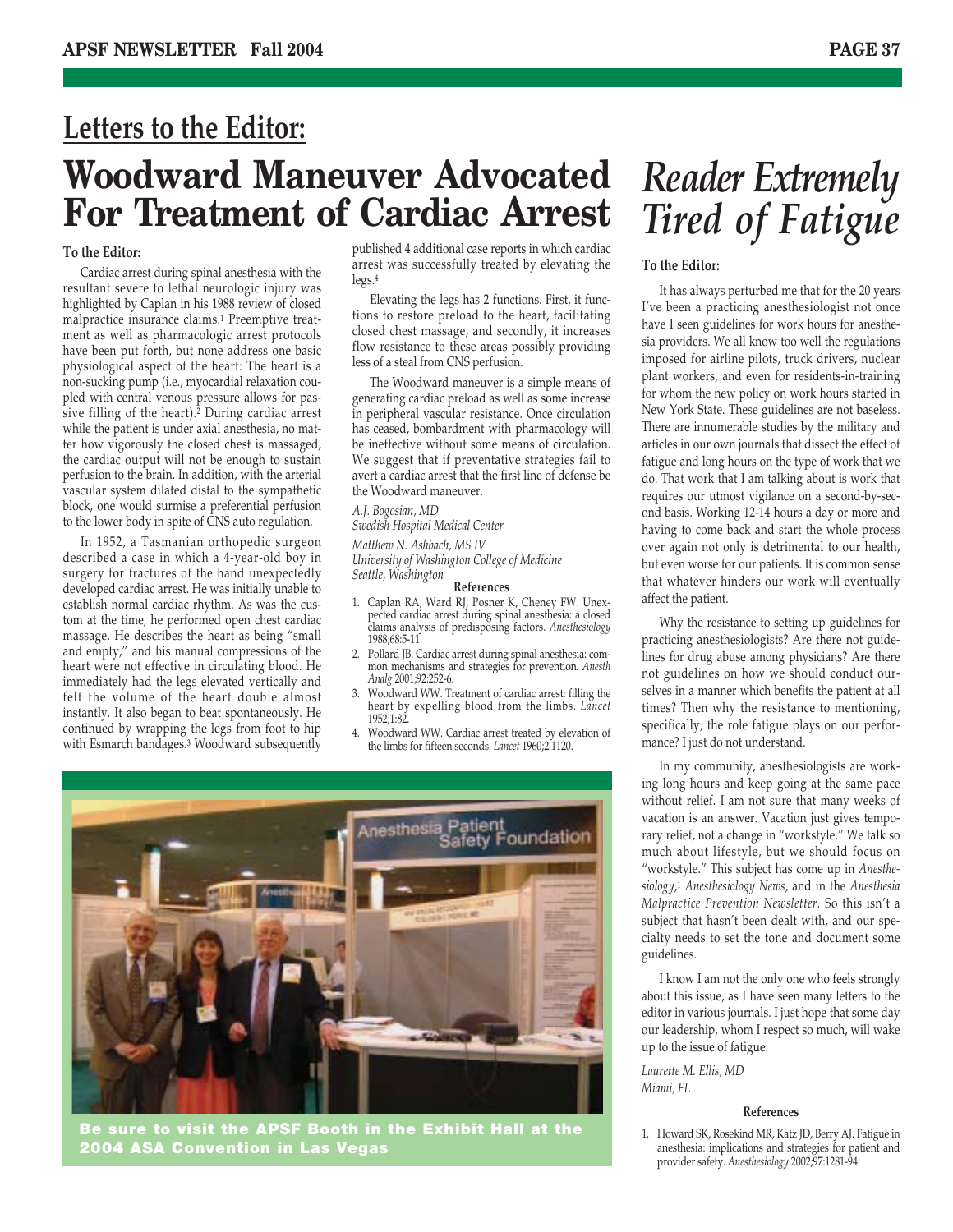## Letters to the Editor:

# Woodward Maneuver Advocated For Treatment of Cardiac Arrest

**To the Editor:**

Cardiac arrest during spinal anesthesia with the resultant severe to lethal neurologic injury was highlighted by Caplan in his 1988 review of closed malpractice insurance claims.[1] Preemptive treatment as well as pharmacologic arrest protocols have been put forth, but none address one basic physiological aspect of the heart: The heart is a non-sucking pump (i.e., myocardial relaxation coupled with central venous pressure allows for passive filling of the heart).[2] During cardiac arrest while the patient is under axial anesthesia, no matter how vigorously the closed chest is massaged, the cardiac output will not be enough to sustain perfusion to the brain. In addition, with the arterial vascular system dilated distal to the sympathetic block, one would surmise a preferential perfusion to the lower body in spite of CNS auto regulation.

In 1952, a Tasmanian orthopedic surgeon described a case in which a 4-year-old boy in surgery for fractures of the hand unexpectedly developed cardiac arrest. He was initially unable to establish normal cardiac rhythm. As was the custom at the time, he performed open chest cardiac massage. He describes the heart as being "small and empty," and his manual compressions of the heart were not effective in circulating blood. He immediately had the legs elevated vertically and felt the volume of the heart double almost instantly. It also began to beat spontaneously. He continued by wrapping the legs from foot to hip with Esmarch bandages.[3] Woodward subsequently published 4 additional case reports in which cardiac arrest was successfully treated by elevating the legs.[4]

Elevating the legs has 2 functions. First, it functions to restore preload to the heart, facilitating closed chest massage, and secondly, it increases flow resistance to these areas possibly providing less of a steal from CNS perfusion.

The Woodward maneuver is a simple means of generating cardiac preload as well as some increase in peripheral vascular resistance. Once circulation has ceased, bombardment with pharmacology will be ineffective without some means of circulation. We suggest that if preventative strategies fail to avert a cardiac arrest that the first line of defense be the Woodward maneuver.

*A.J. Bogosian, MD*
*Swedish Hospital Medical Center*

*Matthew N. Ashbach, MS IV*
*University of Washington College of Medicine*
*Seattle, Washington*

### References

1. Caplan RA, Ward RJ, Posner K, Cheney FW. Unexpected cardiac arrest during spinal anesthesia: a closed claims analysis of predisposing factors. *Anesthesiology* 1988;68:5-11.
2. Pollard JB. Cardiac arrest during spinal anesthesia: common mechanisms and strategies for prevention. *Anesth Analg* 2001;92:252-6.
3. Woodward WW. Treatment of cardiac arrest: filling the heart by expelling blood from the limbs. *Lancet* 1952;1:82.
4. Woodward WW. Cardiac arrest treated by elevation of the limbs for fifteen seconds. *Lancet* 1960;2:1120.

**Be sure to visit the APSF Booth in the Exhibit Hall at the 2004 ASA Convention in Las Vegas**

# *Reader Extremely Tired of Fatigue*

**To the Editor:**

It has always perturbed me that for the 20 years I've been a practicing anesthesiologist not once have I seen guidelines for work hours for anesthesia providers. We all know too well the regulations imposed for airline pilots, truck drivers, nuclear plant workers, and even for residents-in-training for whom the new policy on work hours started in New York State. These guidelines are not baseless. There are innumerable studies by the military and articles in our own journals that dissect the effect of fatigue and long hours on the type of work that we do. That work that I am talking about is work that requires our utmost vigilance on a second-by-second basis. Working 12-14 hours a day or more and having to come back and start the whole process over again not only is detrimental to our health, but even worse for our patients. It is common sense that whatever hinders our work will eventually affect the patient.

Why the resistance to setting up guidelines for practicing anesthesiologists? Are there not guidelines for drug abuse among physicians? Are there not guidelines on how we should conduct ourselves in a manner which benefits the patient at all times? Then why the resistance to mentioning, specifically, the role fatigue plays on our performance? I just do not understand.

In my community, anesthesiologists are working long hours and keep going at the same pace without relief. I am not sure that many weeks of vacation is an answer. Vacation just gives temporary relief, not a change in "workstyle." We talk so much about lifestyle, but we should focus on "workstyle." This subject has come up in *Anesthesiology*,[1] *Anesthesiology News*, and in the *Anesthesia Malpractice Prevention Newsletter*. So this isn't a subject that hasn't been dealt with, and our specialty needs to set the tone and document some guidelines.

I know I am not the only one who feels strongly about this issue, as I have seen many letters to the editor in various journals. I just hope that some day our leadership, whom I respect so much, will wake up to the issue of fatigue.

*Laurette M. Ellis, MD*
*Miami, FL*

### References

1. Howard SK, Rosekind MR, Katz JD, Berry AJ. Fatigue in anesthesia: implications and strategies for patient and provider safety. *Anesthesiology* 2002;97:1281-94.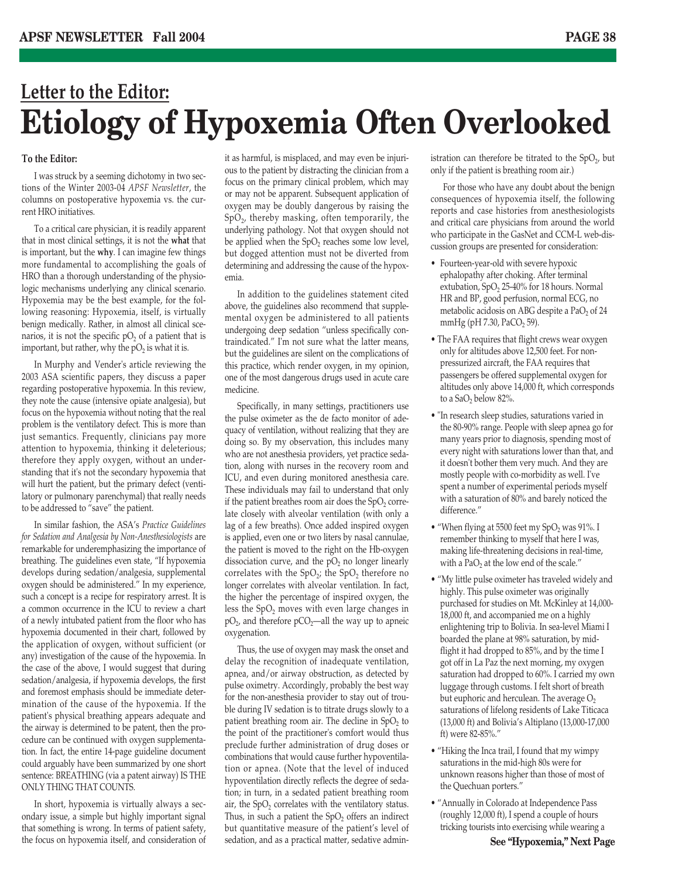## Letter to the Editor:

# Etiology of Hypoxemia Often Overlooked

**To the Editor:**

I was struck by a seeming dichotomy in two sections of the Winter 2003-04 *APSF Newsletter*, the columns on postoperative hypoxemia vs. the current HRO initiatives.

To a critical care physician, it is readily apparent that in most clinical settings, it is not the **what** that is important, but the **why**. I can imagine few things more fundamental to accomplishing the goals of HRO than a thorough understanding of the physiologic mechanisms underlying any clinical scenario. Hypoxemia may be the best example, for the following reasoning: Hypoxemia, itself, is virtually benign medically. Rather, in almost all clinical scenarios, it is not the specific $pO_2$ of a patient that is important, but rather, why the $pO_2$ is what it is.

In Murphy and Vender's article reviewing the 2003 ASA scientific papers, they discuss a paper regarding postoperative hypoxemia. In this review, they note the cause (intensive opiate analgesia), but focus on the hypoxemia without noting that the real problem is the ventilatory defect. This is more than just semantics. Frequently, clinicians pay more attention to hypoxemia, thinking it deleterious; therefore they apply oxygen, without an understanding that it's not the secondary hypoxemia that will hurt the patient, but the primary defect (ventilatory or pulmonary parenchymal) that really needs to be addressed to "save" the patient.

In similar fashion, the ASA's *Practice Guidelines for Sedation and Analgesia by Non-Anesthesiologists* are remarkable for underemphasizing the importance of breathing. The guidelines even state, "If hypoxemia develops during sedation/analgesia, supplemental oxygen should be administered." In my experience, such a concept is a recipe for respiratory arrest. It is a common occurrence in the ICU to review a chart of a newly intubated patient from the floor who has hypoxemia documented in their chart, followed by the application of oxygen, without sufficient (or any) investigation of the cause of the hypoxemia. In the case of the above, I would suggest that during sedation/analgesia, if hypoxemia develops, the first and foremost emphasis should be immediate determination of the cause of the hypoxemia. If the patient's physical breathing appears adequate and the airway is determined to be patent, then the procedure can be continued with oxygen supplementation. In fact, the entire 14-page guideline document could arguably have been summarized by one short sentence: BREATHING (via a patent airway) IS THE ONLY THING THAT COUNTS.

In short, hypoxemia is virtually always a secondary issue, a simple but highly important signal that something is wrong. In terms of patient safety, the focus on hypoxemia itself, and consideration of it as harmful, is misplaced, and may even be injurious to the patient by distracting the clinician from a focus on the primary clinical problem, which may or may not be apparent. Subsequent application of oxygen may be doubly dangerous by raising the $SpO_2$, thereby masking, often temporarily, the underlying pathology. Not that oxygen should not be applied when the $SpO_2$ reaches some low level, but dogged attention must not be diverted from determining and addressing the cause of the hypoxemia.

In addition to the guidelines statement cited above, the guidelines also recommend that supplemental oxygen be administered to all patients undergoing deep sedation "unless specifically contraindicated." I'm not sure what the latter means, but the guidelines are silent on the complications of this practice, which render oxygen, in my opinion, one of the most dangerous drugs used in acute care medicine.

Specifically, in many settings, practitioners use the pulse oximeter as the de facto monitor of adequacy of ventilation, without realizing that they are doing so. By my observation, this includes many who are not anesthesia providers, yet practice sedation, along with nurses in the recovery room and ICU, and even during monitored anesthesia care. These individuals may fail to understand that only if the patient breathes room air does the $SpO_2$ correlate closely with alveolar ventilation (with only a lag of a few breaths). Once added inspired oxygen is applied, even one or two liters by nasal cannulae, the patient is moved to the right on the Hb-oxygen dissociation curve, and the $pO_2$ no longer linearly correlates with the $SpO_2$; the $SpO_2$ therefore no longer correlates with alveolar ventilation. In fact, the higher the percentage of inspired oxygen, the less the $SpO_2$ moves with even large changes in $pO_2$, and therefore $pCO_2$—all the way up to apneic oxygenation.

Thus, the use of oxygen may mask the onset and delay the recognition of inadequate ventilation, apnea, and/or airway obstruction, as detected by pulse oximetry. Accordingly, probably the best way for the non-anesthesia provider to stay out of trouble during IV sedation is to titrate drugs slowly to a patient breathing room air. The decline in $SpO_2$ to the point of the practitioner's comfort would thus preclude further administration of drug doses or combinations that would cause further hypoventilation or apnea. (Note that the level of induced hypoventilation directly reflects the degree of sedation; in turn, in a sedated patient breathing room air, the $SpO_2$ correlates with the ventilatory status. Thus, in such a patient the $SpO_2$ offers an indirect but quantitative measure of the patient's level of sedation, and as a practical matter, sedative administration can therefore be titrated to the $SpO_2$, but only if the patient is breathing room air.)

For those who have any doubt about the benign consequences of hypoxemia itself, the following reports and case histories from anesthesiologists and critical care physicians from around the world who participate in the GasNet and CCM-L web-discussion groups are presented for consideration:

- Fourteen-year-old with severe hypoxic ephalopathy after choking. After terminal extubation, $SpO_2$ 25-40% for 18 hours. Normal HR and BP, good perfusion, normal ECG, no metabolic acidosis on ABG despite a $PaO_2$ of 24 mmHg (pH 7.30, $PaCO_2$ 59).
- The FAA requires that flight crews wear oxygen only for altitudes above 12,500 feet. For non-pressurized aircraft, the FAA requires that passengers be offered supplemental oxygen for altitudes only above 14,000 ft, which corresponds to a $SaO_2$ below 82%.
- "In research sleep studies, saturations varied in the 80-90% range. People with sleep apnea go for many years prior to diagnosis, spending most of every night with saturations lower than that, and it doesn't bother them very much. And they are mostly people with co-morbidity as well. I've spent a number of experimental periods myself with a saturation of 80% and barely noticed the difference."
- "When flying at 5500 feet my $SpO_2$ was 91%. I remember thinking to myself that here I was, making life-threatening decisions in real-time, with a $PaO_2$ at the low end of the scale."
- "My little pulse oximeter has traveled widely and highly. This pulse oximeter was originally purchased for studies on Mt. McKinley at 14,000-18,000 ft, and accompanied me on a highly enlightening trip to Bolivia. In sea-level Miami I boarded the plane at 98% saturation, by mid-flight it had dropped to 85%, and by the time I got off in La Paz the next morning, my oxygen saturation had dropped to 60%. I carried my own luggage through customs. I felt short of breath but euphoric and herculean. The average $O_2$ saturations of lifelong residents of Lake Titicaca (13,000 ft) and Bolivia's Altiplano (13,000-17,000 ft) were 82-85%."
- "Hiking the Inca trail, I found that my wimpy saturations in the mid-high 80s were for unknown reasons higher than those of most of the Quechuan porters."
- "Annually in Colorado at Independence Pass (roughly 12,000 ft), I spend a couple of hours tricking tourists into exercising while wearing a

**See "Hypoxemia," Next Page**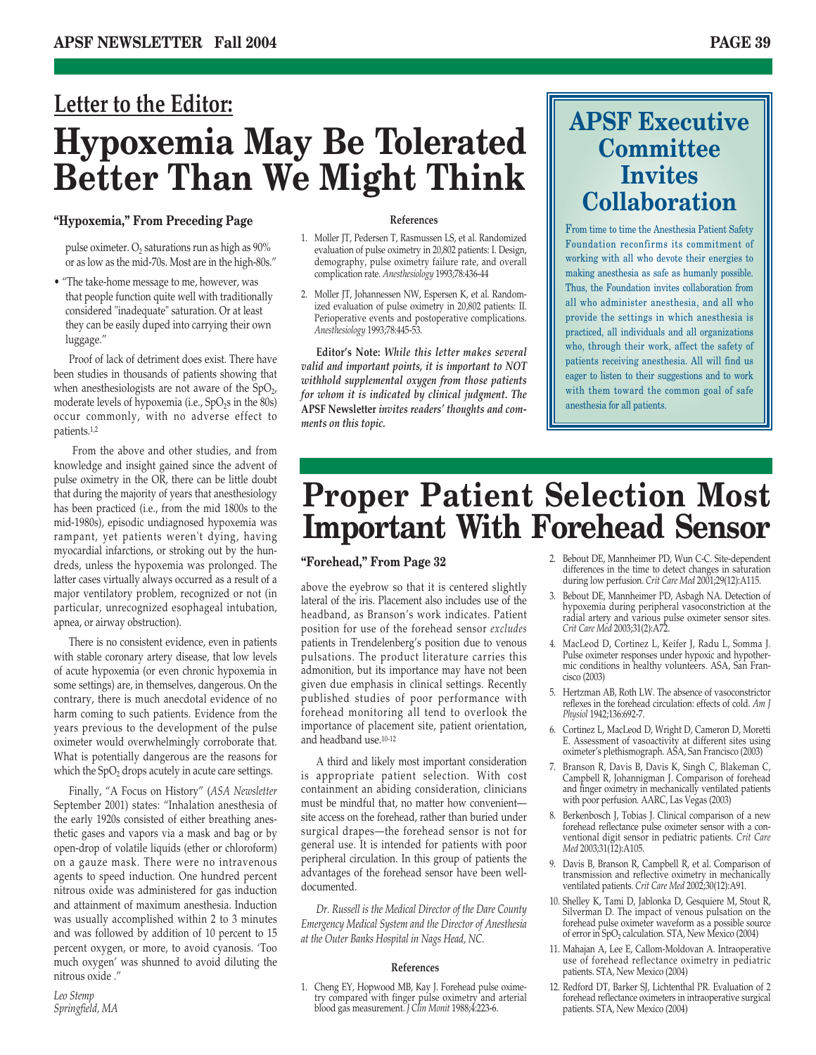## Letter to the Editor:

# Hypoxemia May Be Tolerated Better Than We Might Think

**"Hypoxemia," From Preceding Page**

pulse oximeter. $O_2$ saturations run as high as 90% or as low as the mid-70s. Most are in the high-80s."

- "The take-home message to me, however, was that people function quite well with traditionally considered "inadequate" saturation. Or at least they can be easily duped into carrying their own luggage."

Proof of lack of detriment does exist. There have been studies in thousands of patients showing that when anesthesiologists are not aware of the $SpO_2$, moderate levels of hypoxemia (i.e., $SpO_2$s in the 80s) occur commonly, with no adverse effect to patients.[1,2]

From the above and other studies, and from knowledge and insight gained since the advent of pulse oximetry in the OR, there can be little doubt that during the majority of years that anesthesiology has been practiced (i.e., from the mid 1800s to the mid-1980s), episodic undiagnosed hypoxemia was rampant, yet patients weren't dying, having myocardial infarctions, or stroking out by the hundreds, unless the hypoxemia was prolonged. The latter cases virtually always occurred as a result of a major ventilatory problem, recognized or not (in particular, unrecognized esophageal intubation, apnea, or airway obstruction).

There is no consistent evidence, even in patients with stable coronary artery disease, that low levels of acute hypoxemia (or even chronic hypoxemia in some settings) are, in themselves, dangerous. On the contrary, there is much anecdotal evidence of no harm coming to such patients. Evidence from the years previous to the development of the pulse oximeter would overwhelmingly corroborate that. What is potentially dangerous are the reasons for which the $SpO_2$ drops acutely in acute care settings.

Finally, "A Focus on History" (*ASA Newsletter* September 2001) states: "Inhalation anesthesia of the early 1920s consisted of either breathing anesthetic gases and vapors via a mask and bag or by open-drop of volatile liquids (ether or chloroform) on a gauze mask. There were no intravenous agents to speed induction. One hundred percent nitrous oxide was administered for gas induction and attainment of maximum anesthesia. Induction was usually accomplished within 2 to 3 minutes and was followed by addition of 10 percent to 15 percent oxygen, or more, to avoid cyanosis. 'Too much oxygen' was shunned to avoid diluting the nitrous oxide ."

*Leo Stemp*
*Springfield, MA*

#### References

1. Moller JT, Pedersen T, Rasmussen LS, et al. Randomized evaluation of pulse oximetry in 20,802 patients: I. Design, demography, pulse oximetry failure rate, and overall complication rate. *Anesthesiology* 1993;78:436-44
2. Moller JT, Johannessen NW, Espersen K, et al. Randomized evaluation of pulse oximetry in 20,802 patients: II. Perioperative events and postoperative complications. *Anesthesiology* 1993;78:445-53.

**Editor's Note:** ***While this letter makes several valid and important points, it is important to NOT withhold supplemental oxygen from those patients for whom it is indicated by clinical judgment. The*** **APSF Newsletter** ***invites readers' thoughts and comments on this topic.***

## APSF Executive Committee Invites Collaboration

From time to time the Anesthesia Patient Safety Foundation reconfirms its commitment of working with all who devote their energies to making anesthesia as safe as humanly possible. Thus, the Foundation invites collaboration from all who administer anesthesia, and all who provide the settings in which anesthesia is practiced, all individuals and all organizations who, through their work, affect the safety of patients receiving anesthesia. All will find us eager to listen to their suggestions and to work with them toward the common goal of safe anesthesia for all patients.

# Proper Patient Selection Most Important With Forehead Sensor

**"Forehead," From Page 32**

above the eyebrow so that it is centered slightly lateral of the iris. Placement also includes use of the headband, as Branson's work indicates. Patient position for use of the forehead sensor *excludes* patients in Trendelenberg's position due to venous pulsations. The product literature carries this admonition, but its importance may have not been given due emphasis in clinical settings. Recently published studies of poor performance with forehead monitoring all tend to overlook the importance of placement site, patient orientation, and headband use.[10-12]

A third and likely most important consideration is appropriate patient selection. With cost containment an abiding consideration, clinicians must be mindful that, no matter how convenient—site access on the forehead, rather than buried under surgical drapes—the forehead sensor is not for general use. It is intended for patients with poor peripheral circulation. In this group of patients the advantages of the forehead sensor have been well-documented.

*Dr. Russell is the Medical Director of the Dare County Emergency Medical System and the Director of Anesthesia at the Outer Banks Hospital in Nags Head, NC.*

#### References

1. Cheng EY, Hopwood MB, Kay J. Forehead pulse oximetry compared with finger pulse oximetry and arterial blood gas measurement. *J Clin Monit* 1988;4:223-6.
2. Bebout DE, Mannheimer PD, Wun C-C. Site-dependent differences in the time to detect changes in saturation during low perfusion. *Crit Care Med* 2001;29(12):A115.
3. Bebout DE, Mannheimer PD, Asbagh NA. Detection of hypoxemia during peripheral vasoconstriction at the radial artery and various pulse oximeter sensor sites. *Crit Care Med* 2003;31(2):A72.
4. MacLeod D, Cortinez L, Keifer J, Radu L, Somma J. Pulse oximeter responses under hypoxic and hypothermic conditions in healthy volunteers. ASA, San Francisco (2003)
5. Hertzman AB, Roth LW. The absence of vasoconstrictor reflexes in the forehead circulation: effects of cold. *Am J Physiol* 1942;136:692-7.
6. Cortinez L, MacLeod D, Wright D, Cameron D, Moretti E. Assessment of vasoactivity at different sites using oximeter's plethismograph. ASA, San Francisco (2003)
7. Branson R, Davis B, Davis K, Singh C, Blakeman C, Campbell R, Johannigman J. Comparison of forehead and finger oximetry in mechanically ventilated patients with poor perfusion. AARC, Las Vegas (2003)
8. Berkenbosch J, Tobias J. Clinical comparison of a new forehead reflectance pulse oximeter sensor with a conventional digit sensor in pediatric patients. *Crit Care Med* 2003;31(12):A105.
9. Davis B, Branson R, Campbell R, et al. Comparison of transmission and reflective oximetry in mechanically ventilated patients. *Crit Care Med* 2002;30(12):A91.
10. Shelley K, Tami D, Jablonka D, Gesquiere M, Stout R, Silverman D. The impact of venous pulsation on the forehead pulse oximeter waveform as a possible source of error in $SpO_2$ calculation. STA, New Mexico (2004)
11. Mahajan A, Lee E, Callom-Moldovan A. Intraoperative use of forehead reflectance oximetry in pediatric patients. STA, New Mexico (2004)
12. Redford DT, Barker SJ, Lichtenthal PR. Evaluation of 2 forehead reflectance oximeters in intraoperative surgical patients. STA, New Mexico (2004)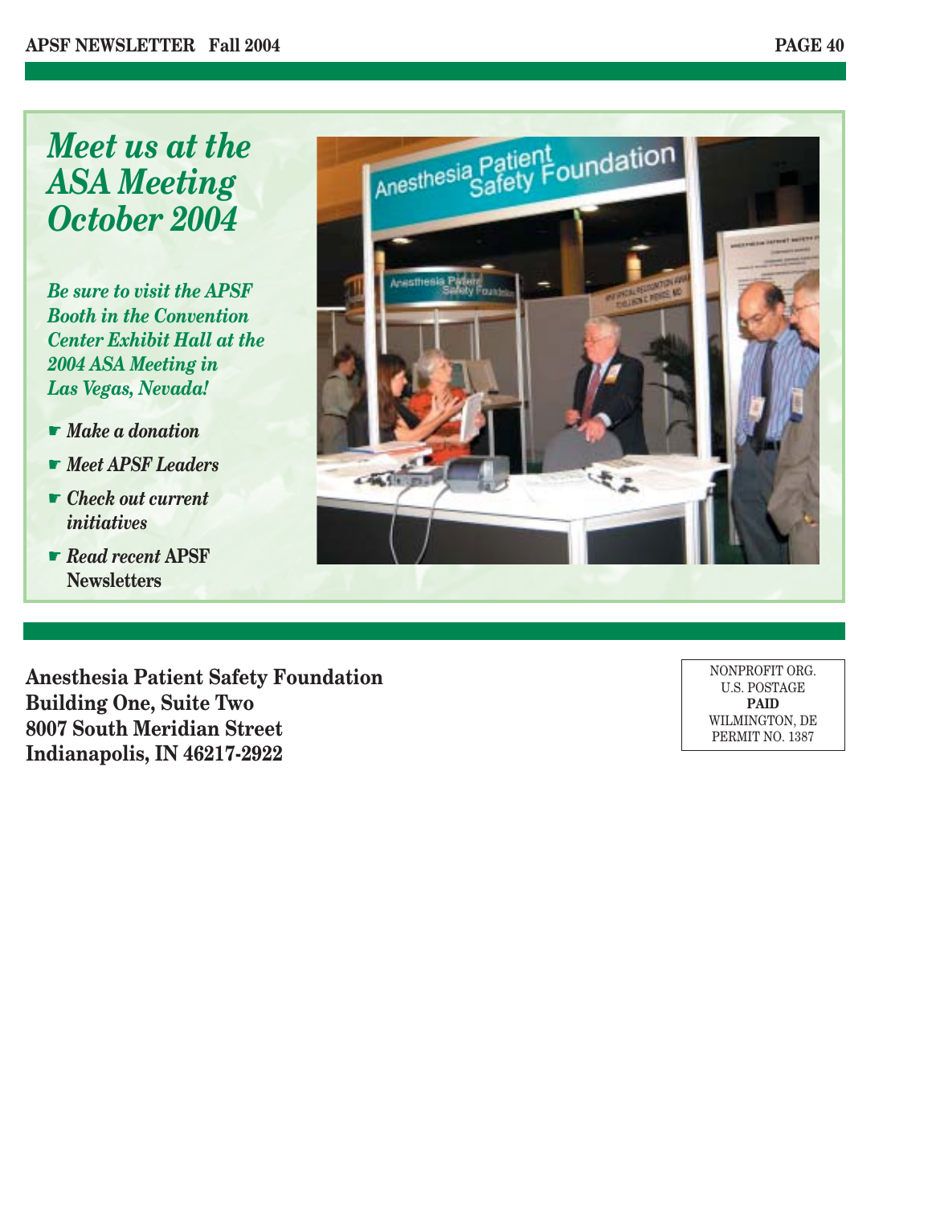# *Meet us at the ASA Meeting October 2004*

***Be sure to visit the APSF Booth in the Convention Center Exhibit Hall at the 2004 ASA Meeting in Las Vegas, Nevada!***

- ☛ *Make a donation*
- ☛ *Meet APSF Leaders*
- ☛ *Check out current initiatives*
- ☛ *Read recent* **APSF Newsletters**

**Anesthesia Patient Safety Foundation**
**Building One, Suite Two**
**8007 South Meridian Street**
**Indianapolis, IN 46217-2922**

NONPROFIT ORG.
U.S. POSTAGE
**PAID**
WILMINGTON, DE
PERMIT NO. 1387